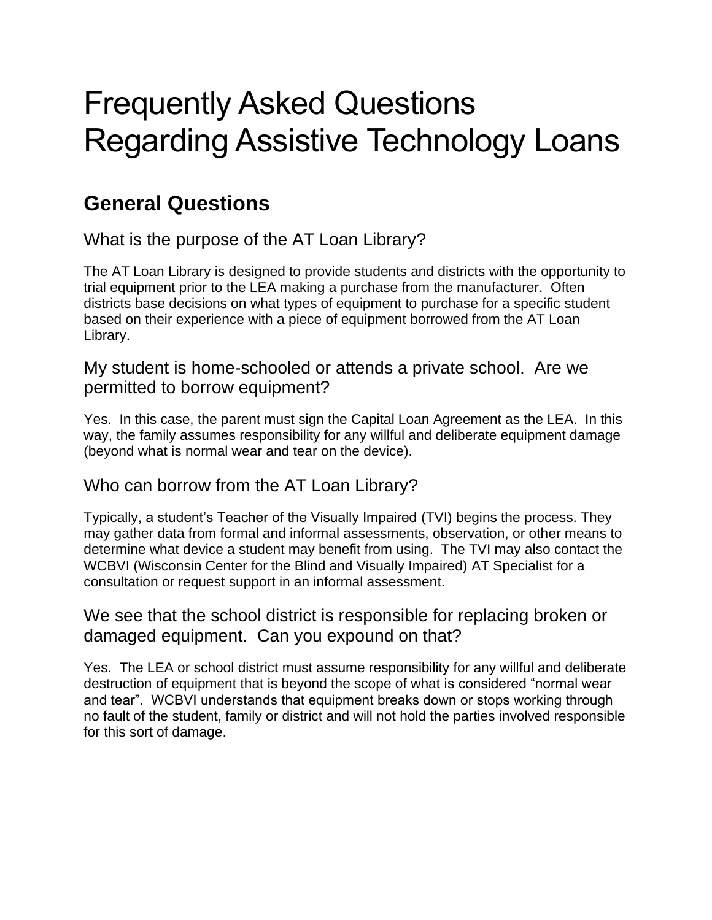# Frequently Asked Questions Regarding Assistive Technology Loans

## General Questions

### What is the purpose of the AT Loan Library?

The AT Loan Library is designed to provide students and districts with the opportunity to trial equipment prior to the LEA making a purchase from the manufacturer. Often districts base decisions on what types of equipment to purchase for a specific student based on their experience with a piece of equipment borrowed from the AT Loan Library.

### My student is home-schooled or attends a private school. Are we permitted to borrow equipment?

Yes. In this case, the parent must sign the Capital Loan Agreement as the LEA. In this way, the family assumes responsibility for any willful and deliberate equipment damage (beyond what is normal wear and tear on the device).

### Who can borrow from the AT Loan Library?

Typically, a student's Teacher of the Visually Impaired (TVI) begins the process. They may gather data from formal and informal assessments, observation, or other means to determine what device a student may benefit from using. The TVI may also contact the WCBVI (Wisconsin Center for the Blind and Visually Impaired) AT Specialist for a consultation or request support in an informal assessment.

### We see that the school district is responsible for replacing broken or damaged equipment. Can you expound on that?

Yes. The LEA or school district must assume responsibility for any willful and deliberate destruction of equipment that is beyond the scope of what is considered "normal wear and tear". WCBVI understands that equipment breaks down or stops working through no fault of the student, family or district and will not hold the parties involved responsible for this sort of damage.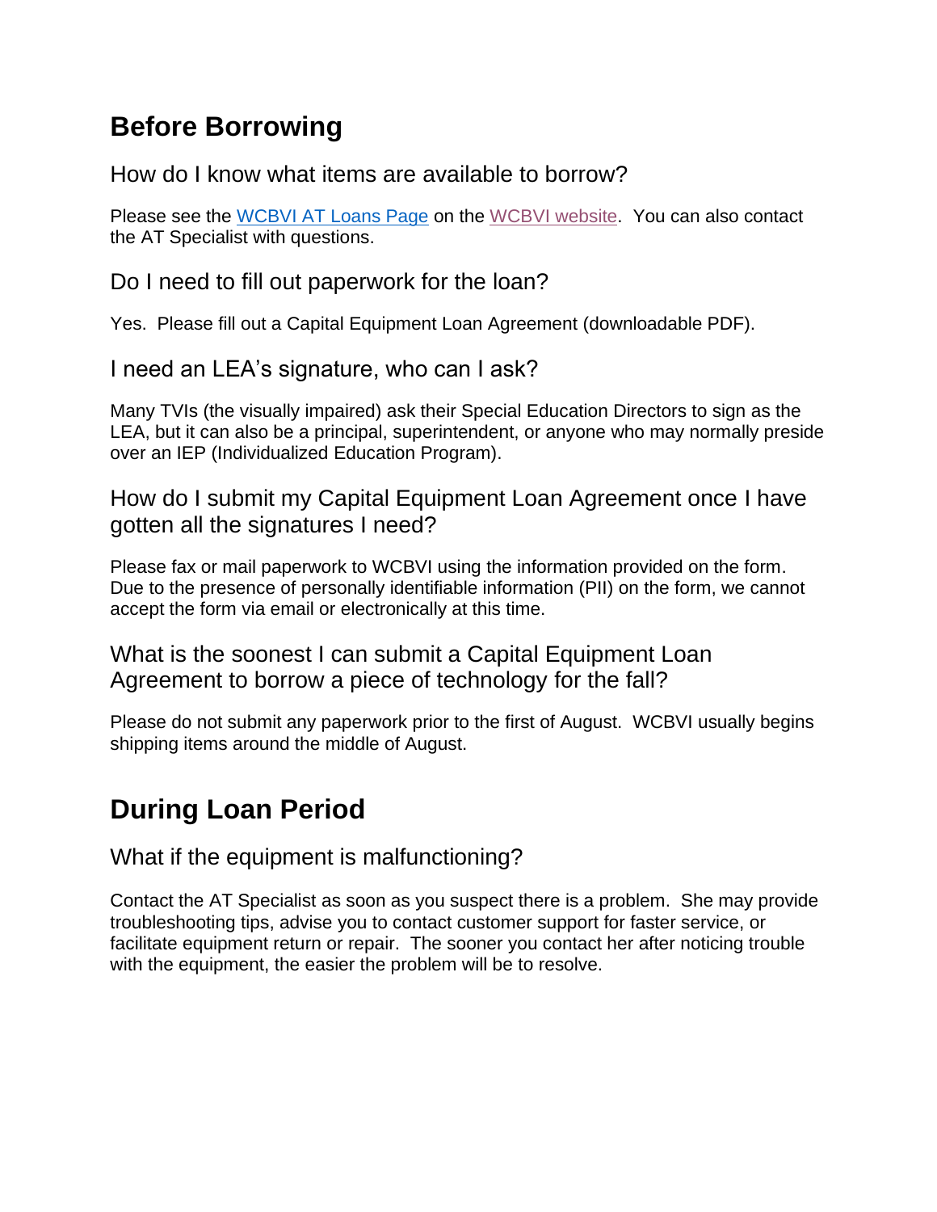# Before Borrowing

## How do I know what items are available to borrow?

Please see the [WCBVI AT Loans Page] on the [WCBVI website]. You can also contact the AT Specialist with questions.

## Do I need to fill out paperwork for the loan?

Yes. Please fill out a Capital Equipment Loan Agreement (downloadable PDF).

## I need an LEA's signature, who can I ask?

Many TVIs (the visually impaired) ask their Special Education Directors to sign as the LEA, but it can also be a principal, superintendent, or anyone who may normally preside over an IEP (Individualized Education Program).

## How do I submit my Capital Equipment Loan Agreement once I have gotten all the signatures I need?

Please fax or mail paperwork to WCBVI using the information provided on the form. Due to the presence of personally identifiable information (PII) on the form, we cannot accept the form via email or electronically at this time.

## What is the soonest I can submit a Capital Equipment Loan Agreement to borrow a piece of technology for the fall?

Please do not submit any paperwork prior to the first of August. WCBVI usually begins shipping items around the middle of August.

# During Loan Period

## What if the equipment is malfunctioning?

Contact the AT Specialist as soon as you suspect there is a problem. She may provide troubleshooting tips, advise you to contact customer support for faster service, or facilitate equipment return or repair. The sooner you contact her after noticing trouble with the equipment, the easier the problem will be to resolve.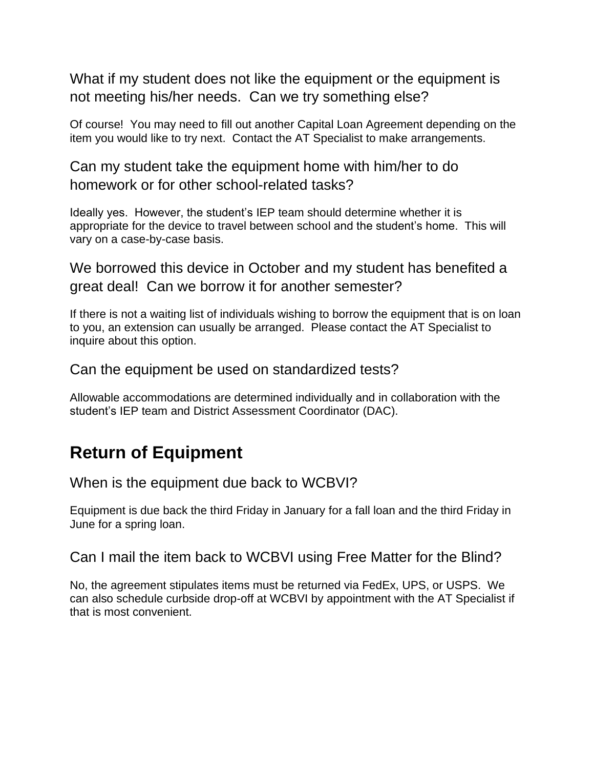### What if my student does not like the equipment or the equipment is not meeting his/her needs.  Can we try something else?

Of course!  You may need to fill out another Capital Loan Agreement depending on the item you would like to try next.  Contact the AT Specialist to make arrangements.

### Can my student take the equipment home with him/her to do homework or for other school-related tasks?

Ideally yes.  However, the student's IEP team should determine whether it is appropriate for the device to travel between school and the student's home.  This will vary on a case-by-case basis.

### We borrowed this device in October and my student has benefited a great deal!  Can we borrow it for another semester?

If there is not a waiting list of individuals wishing to borrow the equipment that is on loan to you, an extension can usually be arranged.  Please contact the AT Specialist to inquire about this option.

### Can the equipment be used on standardized tests?

Allowable accommodations are determined individually and in collaboration with the student's IEP team and District Assessment Coordinator (DAC).

## Return of Equipment

### When is the equipment due back to WCBVI?

Equipment is due back the third Friday in January for a fall loan and the third Friday in June for a spring loan.

### Can I mail the item back to WCBVI using Free Matter for the Blind?

No, the agreement stipulates items must be returned via FedEx, UPS, or USPS.  We can also schedule curbside drop-off at WCBVI by appointment with the AT Specialist if that is most convenient.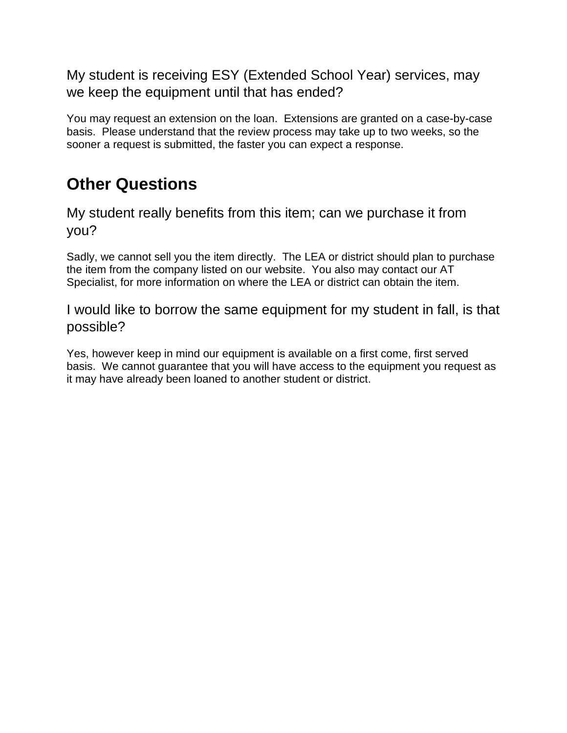### My student is receiving ESY (Extended School Year) services, may we keep the equipment until that has ended?

You may request an extension on the loan. Extensions are granted on a case-by-case basis. Please understand that the review process may take up to two weeks, so the sooner a request is submitted, the faster you can expect a response.

## Other Questions

### My student really benefits from this item; can we purchase it from you?

Sadly, we cannot sell you the item directly. The LEA or district should plan to purchase the item from the company listed on our website. You also may contact our AT Specialist, for more information on where the LEA or district can obtain the item.

### I would like to borrow the same equipment for my student in fall, is that possible?

Yes, however keep in mind our equipment is available on a first come, first served basis. We cannot guarantee that you will have access to the equipment you request as it may have already been loaned to another student or district.